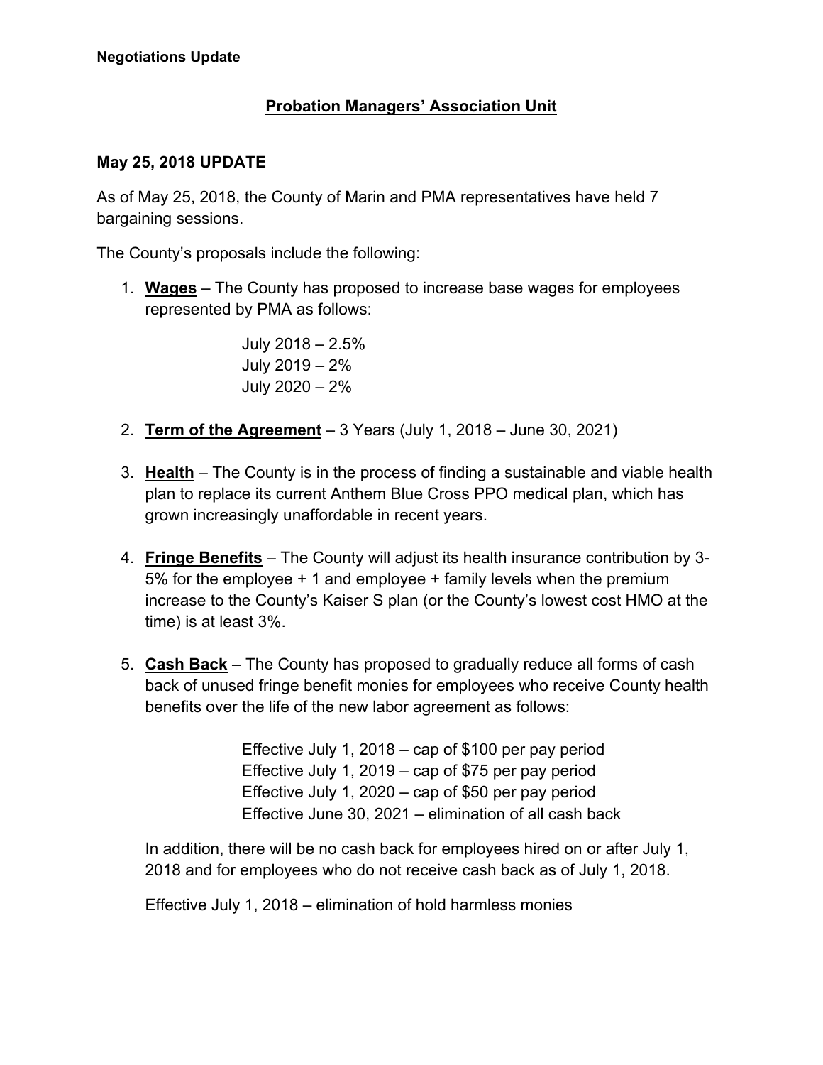**Negotiations Update**

## Probation Managers' Association Unit

### May 25, 2018 UPDATE

As of May 25, 2018, the County of Marin and PMA representatives have held 7 bargaining sessions.

The County's proposals include the following:

1. **Wages** – The County has proposed to increase base wages for employees represented by PMA as follows:

   July 2018 – 2.5%
   July 2019 – 2%
   July 2020 – 2%

2. **Term of the Agreement** – 3 Years (July 1, 2018 – June 30, 2021)

3. **Health** – The County is in the process of finding a sustainable and viable health plan to replace its current Anthem Blue Cross PPO medical plan, which has grown increasingly unaffordable in recent years.

4. **Fringe Benefits** – The County will adjust its health insurance contribution by 3-5% for the employee + 1 and employee + family levels when the premium increase to the County's Kaiser S plan (or the County's lowest cost HMO at the time) is at least 3%.

5. **Cash Back** – The County has proposed to gradually reduce all forms of cash back of unused fringe benefit monies for employees who receive County health benefits over the life of the new labor agreement as follows:

   Effective July 1, 2018 – cap of $100 per pay period
   Effective July 1, 2019 – cap of $75 per pay period
   Effective July 1, 2020 – cap of $50 per pay period
   Effective June 30, 2021 – elimination of all cash back

   In addition, there will be no cash back for employees hired on or after July 1, 2018 and for employees who do not receive cash back as of July 1, 2018.

   Effective July 1, 2018 – elimination of hold harmless monies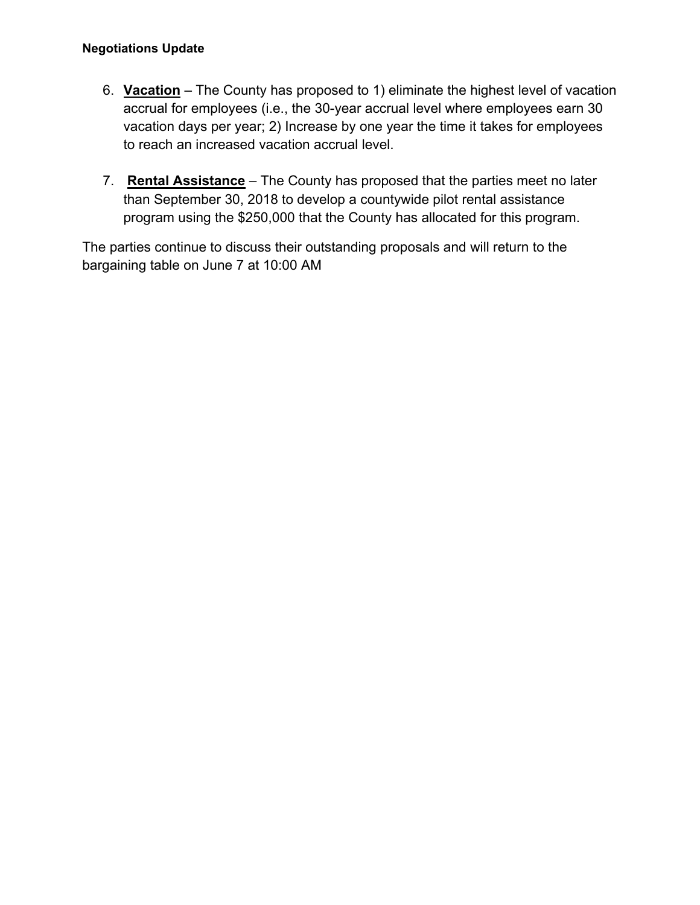6. **<u>Vacation</u>** – The County has proposed to 1) eliminate the highest level of vacation accrual for employees (i.e., the 30-year accrual level where employees earn 30 vacation days per year; 2) Increase by one year the time it takes for employees to reach an increased vacation accrual level.

7. **<u>Rental Assistance</u>** – The County has proposed that the parties meet no later than September 30, 2018 to develop a countywide pilot rental assistance program using the $250,000 that the County has allocated for this program.

The parties continue to discuss their outstanding proposals and will return to the bargaining table on June 7 at 10:00 AM